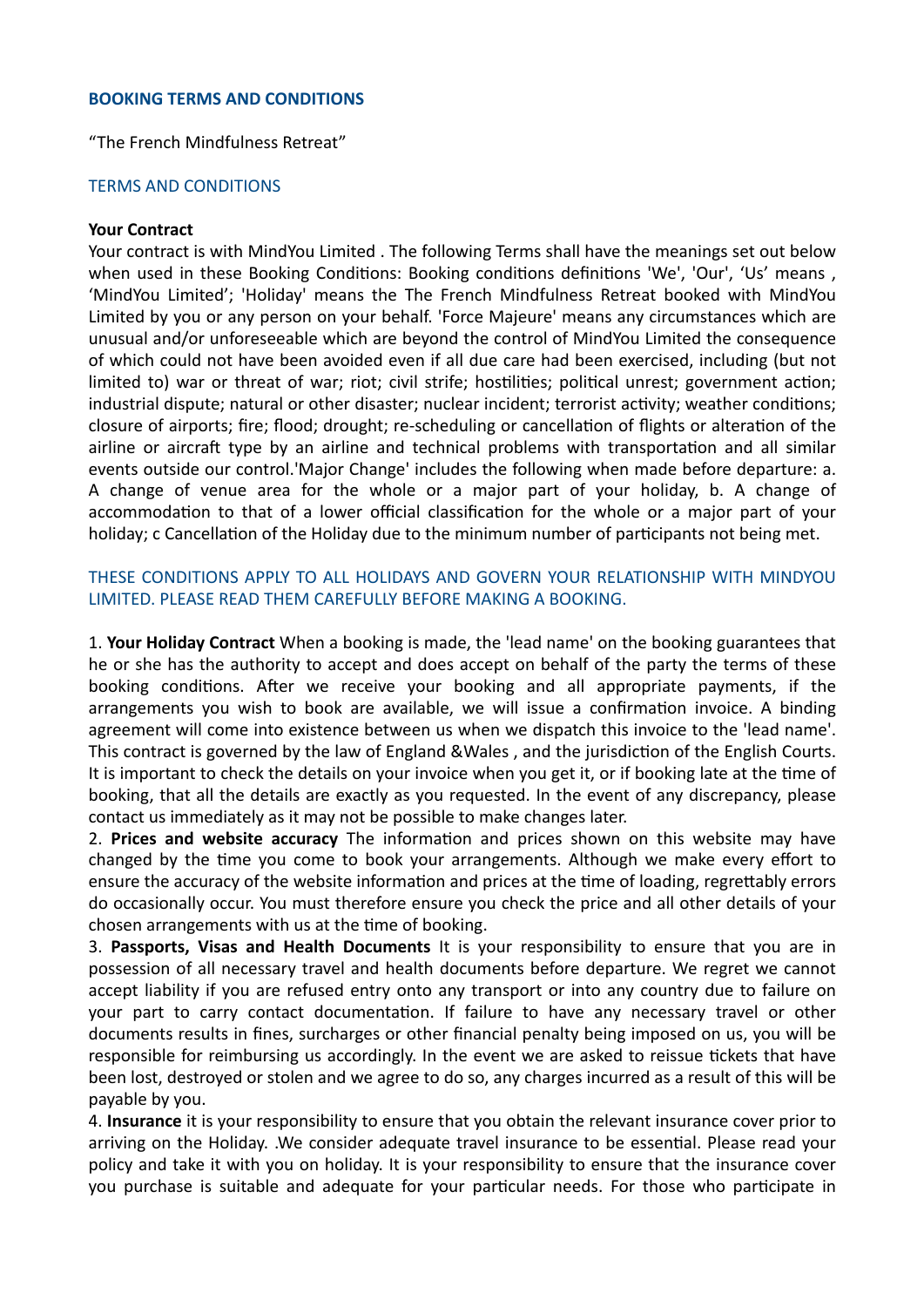**BOOKING TERMS AND CONDITIONS**

"The French Mindfulness Retreat"

TERMS AND CONDITIONS

**Your Contract**

Your contract is with MindYou Limited . The following Terms shall have the meanings set out below when used in these Booking Conditions: Booking conditions definitions 'We', 'Our', 'Us' means , 'MindYou Limited'; 'Holiday' means the The French Mindfulness Retreat booked with MindYou Limited by you or any person on your behalf. 'Force Majeure' means any circumstances which are unusual and/or unforeseeable which are beyond the control of MindYou Limited the consequence of which could not have been avoided even if all due care had been exercised, including (but not limited to) war or threat of war; riot; civil strife; hostilities; political unrest; government action; industrial dispute; natural or other disaster; nuclear incident; terrorist activity; weather conditions; closure of airports; fire; flood; drought; re-scheduling or cancellation of flights or alteration of the airline or aircraft type by an airline and technical problems with transportation and all similar events outside our control.'Major Change' includes the following when made before departure: a. A change of venue area for the whole or a major part of your holiday, b. A change of accommodation to that of a lower official classification for the whole or a major part of your holiday; c Cancellation of the Holiday due to the minimum number of participants not being met.

THESE CONDITIONS APPLY TO ALL HOLIDAYS AND GOVERN YOUR RELATIONSHIP WITH MINDYOU LIMITED. PLEASE READ THEM CAREFULLY BEFORE MAKING A BOOKING.

1. **Your Holiday Contract** When a booking is made, the 'lead name' on the booking guarantees that he or she has the authority to accept and does accept on behalf of the party the terms of these booking conditions. After we receive your booking and all appropriate payments, if the arrangements you wish to book are available, we will issue a confirmation invoice. A binding agreement will come into existence between us when we dispatch this invoice to the 'lead name'. This contract is governed by the law of England &Wales , and the jurisdiction of the English Courts. It is important to check the details on your invoice when you get it, or if booking late at the time of booking, that all the details are exactly as you requested. In the event of any discrepancy, please contact us immediately as it may not be possible to make changes later.
2. **Prices and website accuracy** The information and prices shown on this website may have changed by the time you come to book your arrangements. Although we make every effort to ensure the accuracy of the website information and prices at the time of loading, regrettably errors do occasionally occur. You must therefore ensure you check the price and all other details of your chosen arrangements with us at the time of booking.
3. **Passports, Visas and Health Documents** It is your responsibility to ensure that you are in possession of all necessary travel and health documents before departure. We regret we cannot accept liability if you are refused entry onto any transport or into any country due to failure on your part to carry contact documentation. If failure to have any necessary travel or other documents results in fines, surcharges or other financial penalty being imposed on us, you will be responsible for reimbursing us accordingly. In the event we are asked to reissue tickets that have been lost, destroyed or stolen and we agree to do so, any charges incurred as a result of this will be payable by you.
4. **Insurance** it is your responsibility to ensure that you obtain the relevant insurance cover prior to arriving on the Holiday. .We consider adequate travel insurance to be essential. Please read your policy and take it with you on holiday. It is your responsibility to ensure that the insurance cover you purchase is suitable and adequate for your particular needs. For those who participate in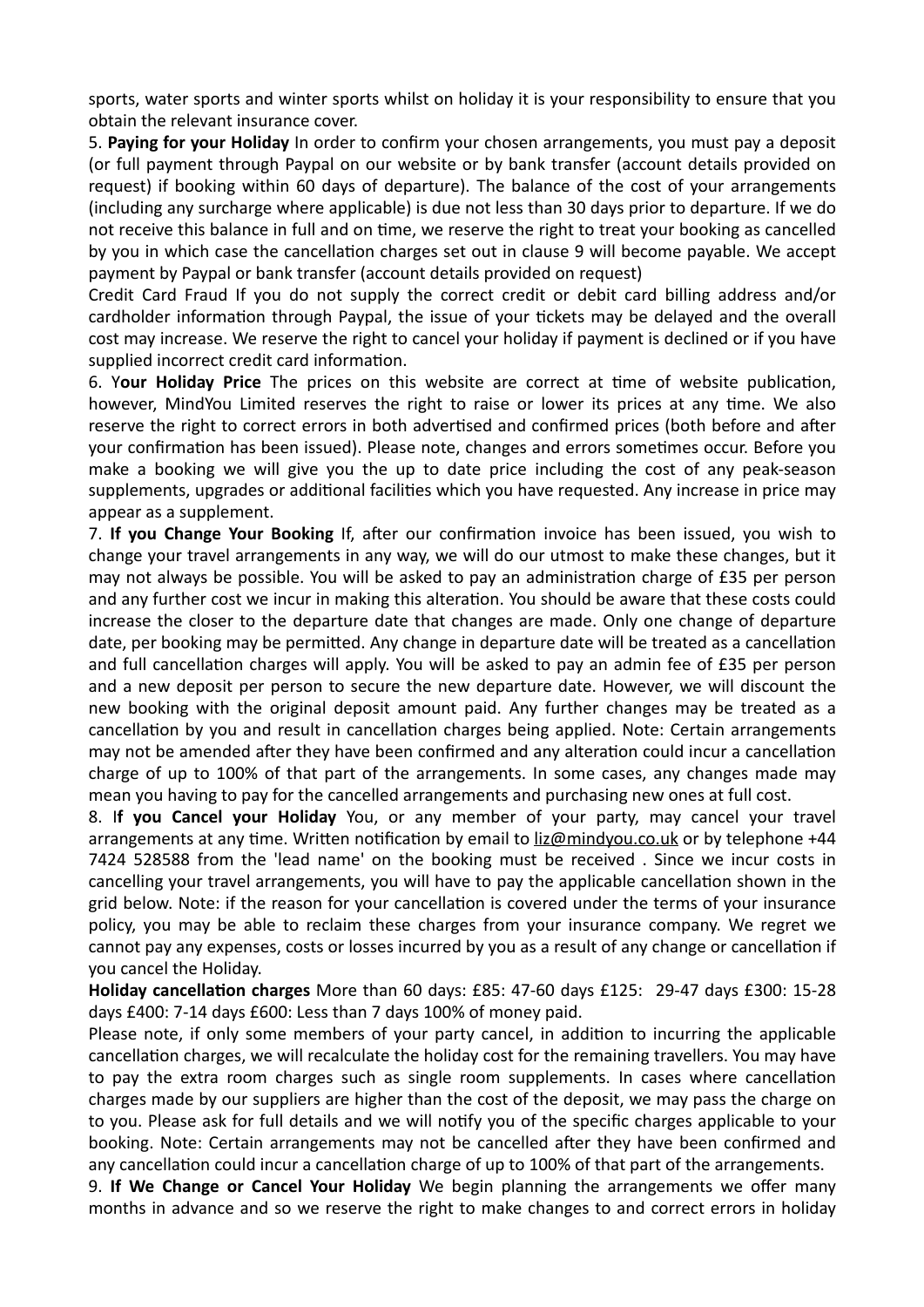sports, water sports and winter sports whilst on holiday it is your responsibility to ensure that you obtain the relevant insurance cover.

5. **Paying for your Holiday** In order to confirm your chosen arrangements, you must pay a deposit (or full payment through Paypal on our website or by bank transfer (account details provided on request) if booking within 60 days of departure). The balance of the cost of your arrangements (including any surcharge where applicable) is due not less than 30 days prior to departure. If we do not receive this balance in full and on time, we reserve the right to treat your booking as cancelled by you in which case the cancellation charges set out in clause 9 will become payable. We accept payment by Paypal or bank transfer (account details provided on request)

Credit Card Fraud If you do not supply the correct credit or debit card billing address and/or cardholder information through Paypal, the issue of your tickets may be delayed and the overall cost may increase. We reserve the right to cancel your holiday if payment is declined or if you have supplied incorrect credit card information.

6. Y**our Holiday Price** The prices on this website are correct at time of website publication, however, MindYou Limited reserves the right to raise or lower its prices at any time. We also reserve the right to correct errors in both advertised and confirmed prices (both before and after your confirmation has been issued). Please note, changes and errors sometimes occur. Before you make a booking we will give you the up to date price including the cost of any peak-season supplements, upgrades or additional facilities which you have requested. Any increase in price may appear as a supplement.

7. **If you Change Your Booking** If, after our confirmation invoice has been issued, you wish to change your travel arrangements in any way, we will do our utmost to make these changes, but it may not always be possible. You will be asked to pay an administration charge of £35 per person and any further cost we incur in making this alteration. You should be aware that these costs could increase the closer to the departure date that changes are made. Only one change of departure date, per booking may be permitted. Any change in departure date will be treated as a cancellation and full cancellation charges will apply. You will be asked to pay an admin fee of £35 per person and a new deposit per person to secure the new departure date. However, we will discount the new booking with the original deposit amount paid. Any further changes may be treated as a cancellation by you and result in cancellation charges being applied. Note: Certain arrangements may not be amended after they have been confirmed and any alteration could incur a cancellation charge of up to 100% of that part of the arrangements. In some cases, any changes made may mean you having to pay for the cancelled arrangements and purchasing new ones at full cost.

8. I**f you Cancel your Holiday** You, or any member of your party, may cancel your travel arrangements at any time. Written notification by email to liz@mindyou.co.uk or by telephone +44 7424 528588 from the 'lead name' on the booking must be received . Since we incur costs in cancelling your travel arrangements, you will have to pay the applicable cancellation shown in the grid below. Note: if the reason for your cancellation is covered under the terms of your insurance policy, you may be able to reclaim these charges from your insurance company. We regret we cannot pay any expenses, costs or losses incurred by you as a result of any change or cancellation if you cancel the Holiday.

**Holiday cancellation charges** More than 60 days: £85: 47-60 days £125: 29-47 days £300: 15-28 days £400: 7-14 days £600: Less than 7 days 100% of money paid.

Please note, if only some members of your party cancel, in addition to incurring the applicable cancellation charges, we will recalculate the holiday cost for the remaining travellers. You may have to pay the extra room charges such as single room supplements. In cases where cancellation charges made by our suppliers are higher than the cost of the deposit, we may pass the charge on to you. Please ask for full details and we will notify you of the specific charges applicable to your booking. Note: Certain arrangements may not be cancelled after they have been confirmed and any cancellation could incur a cancellation charge of up to 100% of that part of the arrangements.

9. **If We Change or Cancel Your Holiday** We begin planning the arrangements we offer many months in advance and so we reserve the right to make changes to and correct errors in holiday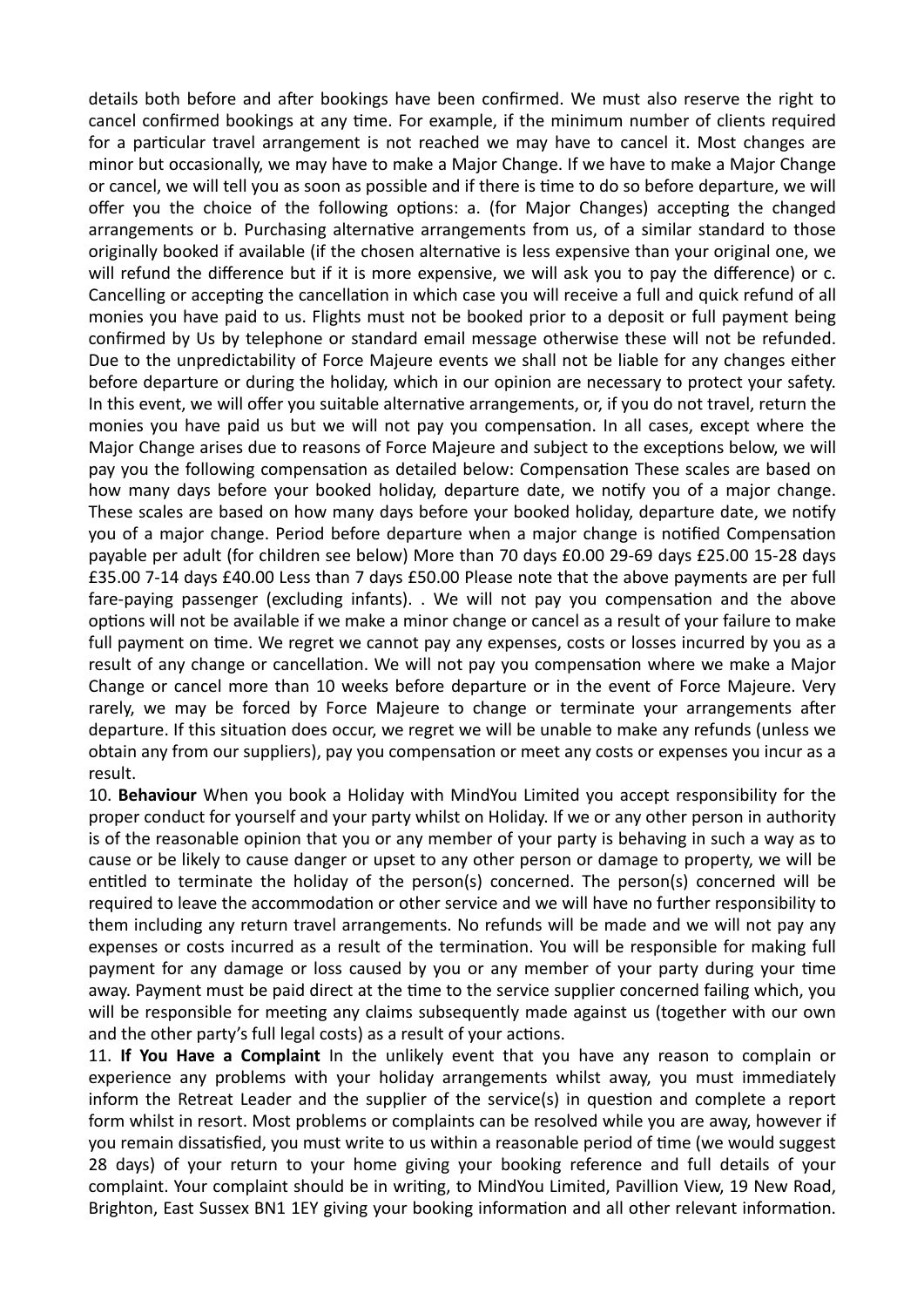details both before and after bookings have been confirmed. We must also reserve the right to cancel confirmed bookings at any time. For example, if the minimum number of clients required for a particular travel arrangement is not reached we may have to cancel it. Most changes are minor but occasionally, we may have to make a Major Change. If we have to make a Major Change or cancel, we will tell you as soon as possible and if there is time to do so before departure, we will offer you the choice of the following options: a. (for Major Changes) accepting the changed arrangements or b. Purchasing alternative arrangements from us, of a similar standard to those originally booked if available (if the chosen alternative is less expensive than your original one, we will refund the difference but if it is more expensive, we will ask you to pay the difference) or c. Cancelling or accepting the cancellation in which case you will receive a full and quick refund of all monies you have paid to us. Flights must not be booked prior to a deposit or full payment being confirmed by Us by telephone or standard email message otherwise these will not be refunded. Due to the unpredictability of Force Majeure events we shall not be liable for any changes either before departure or during the holiday, which in our opinion are necessary to protect your safety. In this event, we will offer you suitable alternative arrangements, or, if you do not travel, return the monies you have paid us but we will not pay you compensation. In all cases, except where the Major Change arises due to reasons of Force Majeure and subject to the exceptions below, we will pay you the following compensation as detailed below: Compensation These scales are based on how many days before your booked holiday, departure date, we notify you of a major change. These scales are based on how many days before your booked holiday, departure date, we notify you of a major change. Period before departure when a major change is notified Compensation payable per adult (for children see below) More than 70 days £0.00 29-69 days £25.00 15-28 days £35.00 7-14 days £40.00 Less than 7 days £50.00 Please note that the above payments are per full fare-paying passenger (excluding infants). . We will not pay you compensation and the above options will not be available if we make a minor change or cancel as a result of your failure to make full payment on time. We regret we cannot pay any expenses, costs or losses incurred by you as a result of any change or cancellation. We will not pay you compensation where we make a Major Change or cancel more than 10 weeks before departure or in the event of Force Majeure. Very rarely, we may be forced by Force Majeure to change or terminate your arrangements after departure. If this situation does occur, we regret we will be unable to make any refunds (unless we obtain any from our suppliers), pay you compensation or meet any costs or expenses you incur as a result.

10. **Behaviour** When you book a Holiday with MindYou Limited you accept responsibility for the proper conduct for yourself and your party whilst on Holiday. If we or any other person in authority is of the reasonable opinion that you or any member of your party is behaving in such a way as to cause or be likely to cause danger or upset to any other person or damage to property, we will be entitled to terminate the holiday of the person(s) concerned. The person(s) concerned will be required to leave the accommodation or other service and we will have no further responsibility to them including any return travel arrangements. No refunds will be made and we will not pay any expenses or costs incurred as a result of the termination. You will be responsible for making full payment for any damage or loss caused by you or any member of your party during your time away. Payment must be paid direct at the time to the service supplier concerned failing which, you will be responsible for meeting any claims subsequently made against us (together with our own and the other party's full legal costs) as a result of your actions.

11. **If You Have a Complaint** In the unlikely event that you have any reason to complain or experience any problems with your holiday arrangements whilst away, you must immediately inform the Retreat Leader and the supplier of the service(s) in question and complete a report form whilst in resort. Most problems or complaints can be resolved while you are away, however if you remain dissatisfied, you must write to us within a reasonable period of time (we would suggest 28 days) of your return to your home giving your booking reference and full details of your complaint. Your complaint should be in writing, to MindYou Limited, Pavillion View, 19 New Road, Brighton, East Sussex BN1 1EY giving your booking information and all other relevant information.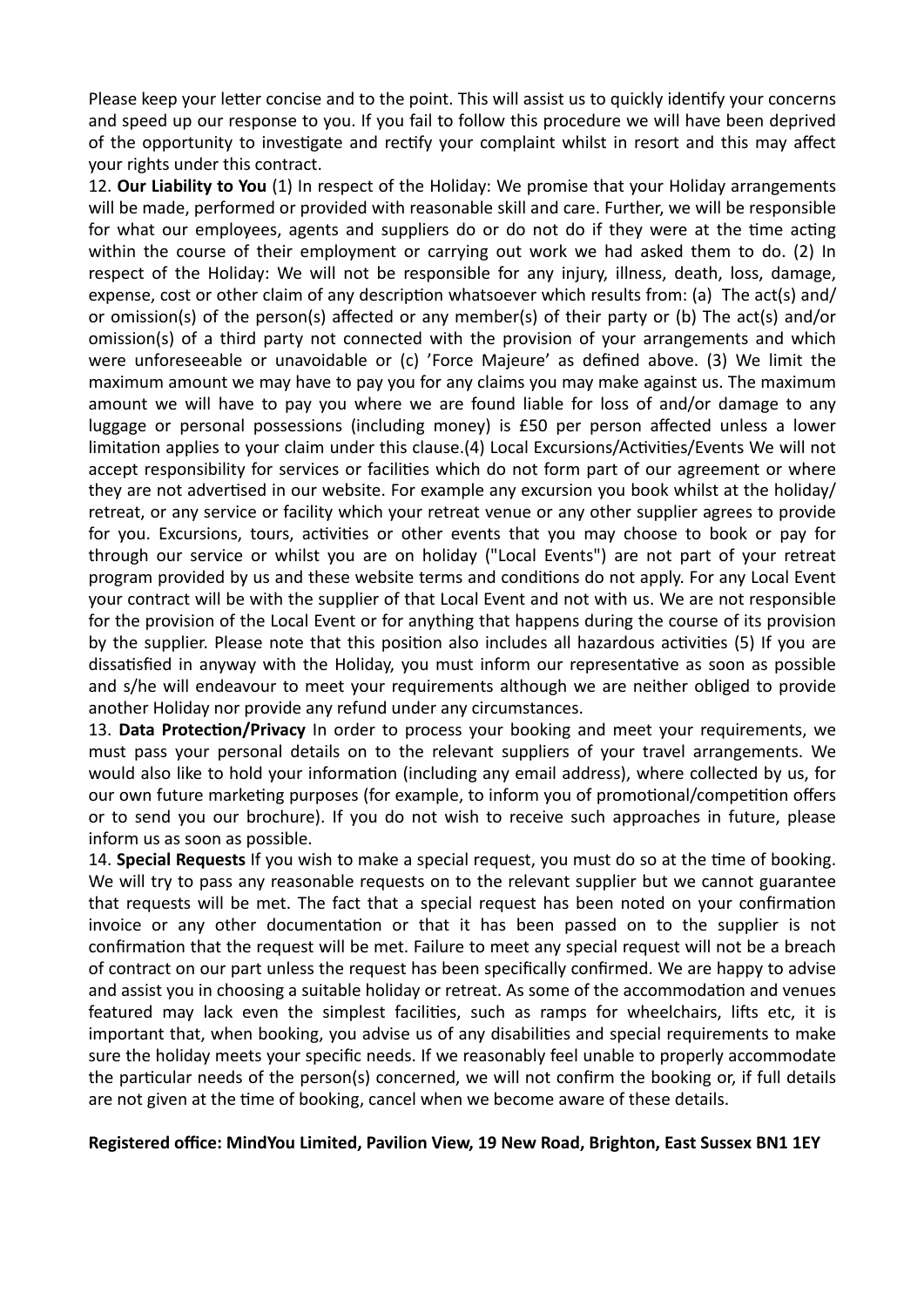Please keep your letter concise and to the point. This will assist us to quickly identify your concerns and speed up our response to you. If you fail to follow this procedure we will have been deprived of the opportunity to investigate and rectify your complaint whilst in resort and this may affect your rights under this contract.

12. **Our Liability to You** (1) In respect of the Holiday: We promise that your Holiday arrangements will be made, performed or provided with reasonable skill and care. Further, we will be responsible for what our employees, agents and suppliers do or do not do if they were at the time acting within the course of their employment or carrying out work we had asked them to do. (2) In respect of the Holiday: We will not be responsible for any injury, illness, death, loss, damage, expense, cost or other claim of any description whatsoever which results from: (a) The act(s) and/or omission(s) of the person(s) affected or any member(s) of their party or (b) The act(s) and/or omission(s) of a third party not connected with the provision of your arrangements and which were unforeseeable or unavoidable or (c) 'Force Majeure' as defined above. (3) We limit the maximum amount we may have to pay you for any claims you may make against us. The maximum amount we will have to pay you where we are found liable for loss of and/or damage to any luggage or personal possessions (including money) is £50 per person affected unless a lower limitation applies to your claim under this clause.(4) Local Excursions/Activities/Events We will not accept responsibility for services or facilities which do not form part of our agreement or where they are not advertised in our website. For example any excursion you book whilst at the holiday/retreat, or any service or facility which your retreat venue or any other supplier agrees to provide for you. Excursions, tours, activities or other events that you may choose to book or pay for through our service or whilst you are on holiday ("Local Events") are not part of your retreat program provided by us and these website terms and conditions do not apply. For any Local Event your contract will be with the supplier of that Local Event and not with us. We are not responsible for the provision of the Local Event or for anything that happens during the course of its provision by the supplier. Please note that this position also includes all hazardous activities (5) If you are dissatisfied in anyway with the Holiday, you must inform our representative as soon as possible and s/he will endeavour to meet your requirements although we are neither obliged to provide another Holiday nor provide any refund under any circumstances.

13. **Data Protection/Privacy** In order to process your booking and meet your requirements, we must pass your personal details on to the relevant suppliers of your travel arrangements. We would also like to hold your information (including any email address), where collected by us, for our own future marketing purposes (for example, to inform you of promotional/competition offers or to send you our brochure). If you do not wish to receive such approaches in future, please inform us as soon as possible.

14. **Special Requests** If you wish to make a special request, you must do so at the time of booking. We will try to pass any reasonable requests on to the relevant supplier but we cannot guarantee that requests will be met. The fact that a special request has been noted on your confirmation invoice or any other documentation or that it has been passed on to the supplier is not confirmation that the request will be met. Failure to meet any special request will not be a breach of contract on our part unless the request has been specifically confirmed. We are happy to advise and assist you in choosing a suitable holiday or retreat. As some of the accommodation and venues featured may lack even the simplest facilities, such as ramps for wheelchairs, lifts etc, it is important that, when booking, you advise us of any disabilities and special requirements to make sure the holiday meets your specific needs. If we reasonably feel unable to properly accommodate the particular needs of the person(s) concerned, we will not confirm the booking or, if full details are not given at the time of booking, cancel when we become aware of these details.

**Registered office: MindYou Limited, Pavilion View, 19 New Road, Brighton, East Sussex BN1 1EY**